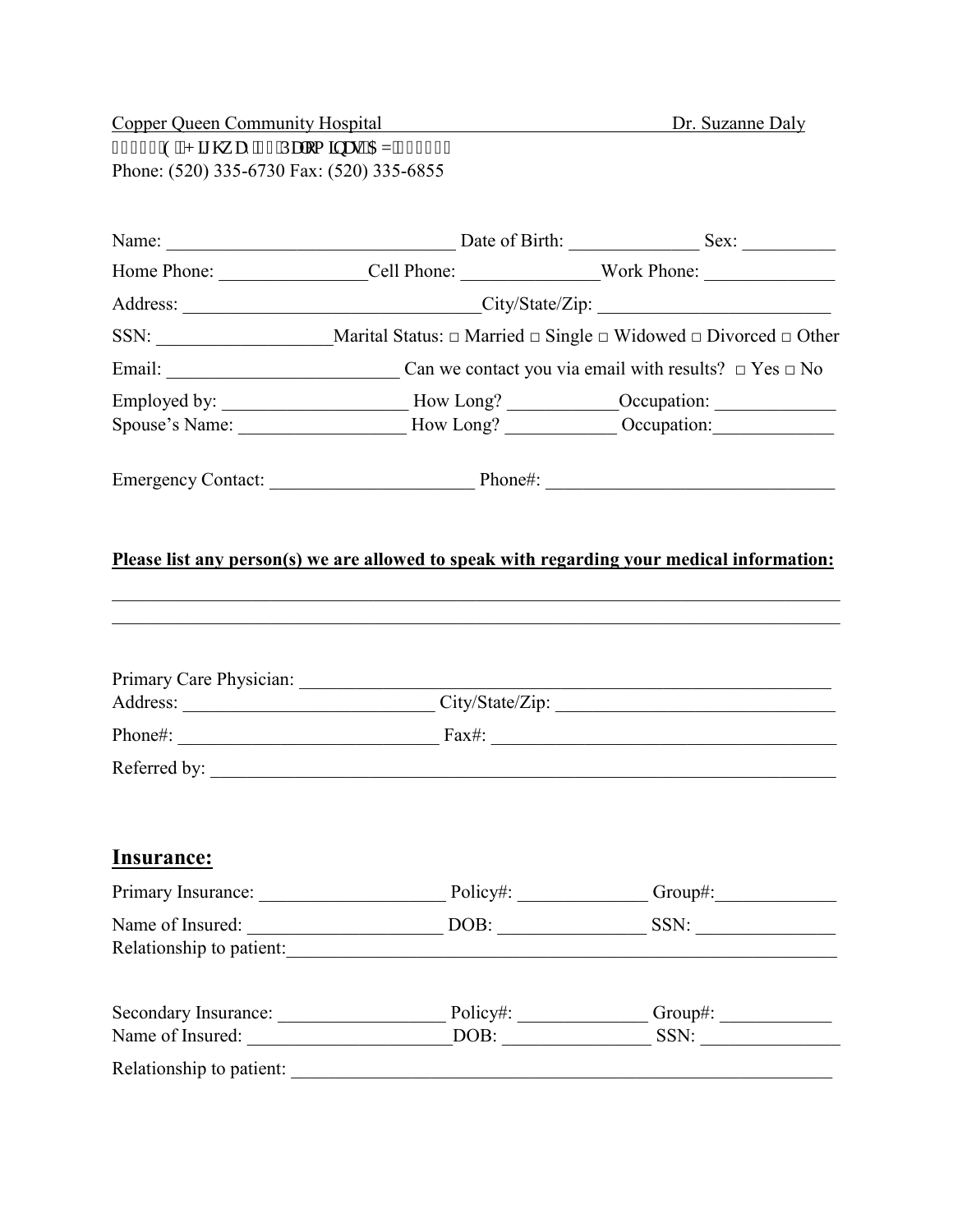Copper Queen Community Hospital Dr. Suzanne Daly

ÌÌÌÌÌÌ(ÌÌ+LJKZDÌÌÌÌ3DORPLQDVÌ$=ÌÌÌÌÌÌ

Phone: (520) 335-6730 Fax: (520) 335-6855

Name: ______________________________ Date of Birth: _____________ Sex: _________

Home Phone: _______________ Cell Phone: ______________ Work Phone: _____________

Address: _______________________________ City/State/Zip: ________________________

SSN: __________________ Marital Status: □ Married □ Single □ Widowed □ Divorced □ Other

Email: ________________________ Can we contact you via email with results? □ Yes □ No

Employed by: ___________________ How Long? ___________ Occupation: _____________

Spouse's Name: _________________ How Long? ___________ Occupation: _____________

Emergency Contact: _____________________ Phone#: ______________________________

**Please list any person(s) we are allowed to speak with regarding your medical information:**

_____________________________________________________________________________

_____________________________________________________________________________

Primary Care Physician: _____________________________________________________

Address: __________________________ City/State/Zip: _____________________________

Phone#: ___________________________ Fax#: ____________________________________

Referred by: _______________________________________________________________

## Insurance:

Primary Insurance: ____________________ Policy#: _____________ Group#: _____________

Name of Insured: _____________________ DOB: _______________ SSN: _______________

Relationship to patient: ______________________________________________________

Secondary Insurance: _________________ Policy#: _____________ Group#: ____________

Name of Insured: _____________________ DOB: _______________ SSN: _______________

Relationship to patient: ______________________________________________________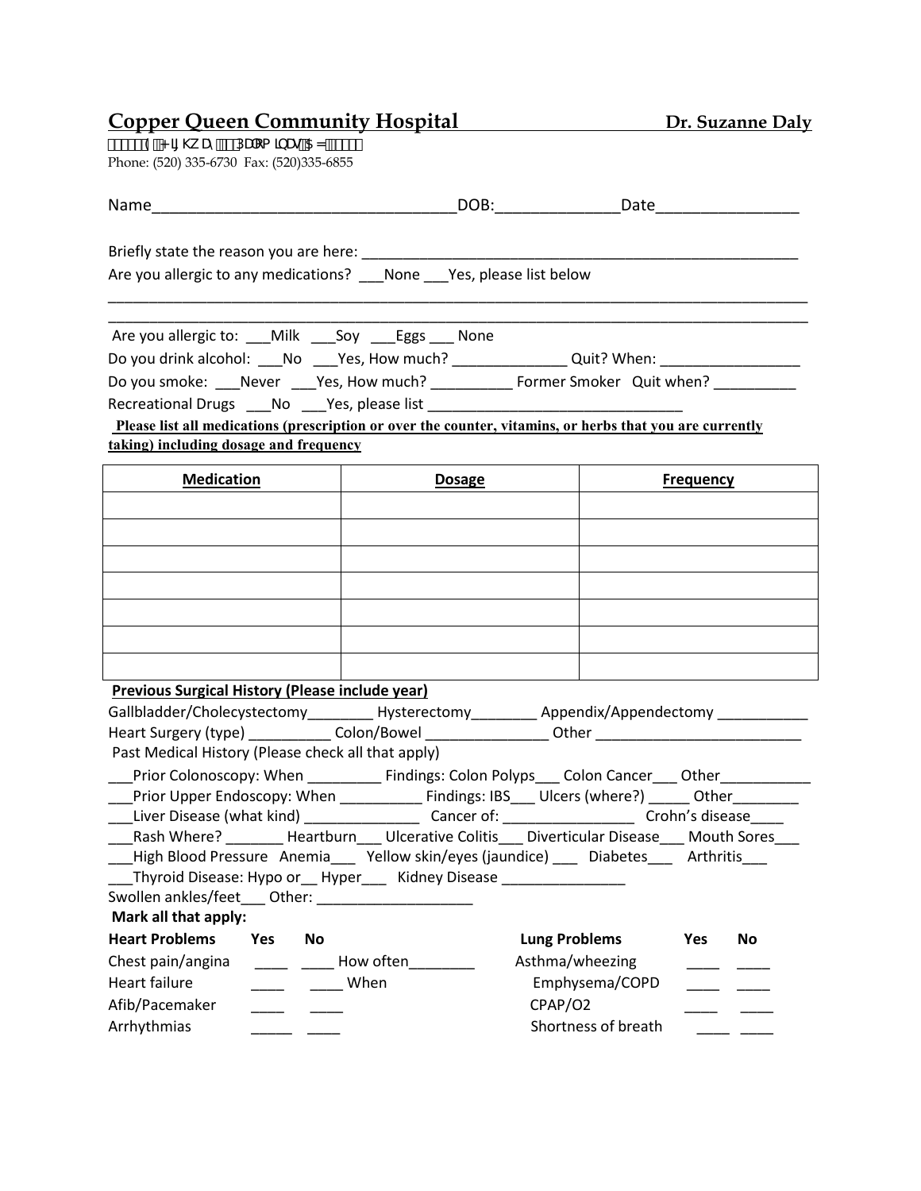# Copper Queen Community Hospital — Dr. Suzanne Daly

(((((( ((+ ,, KZ D, (((3DOP LQDV ( $ = ((((((

Phone: (520) 335-6730 Fax: (520)335-6855

Name___________________________________DOB:______________Date________________

Briefly state the reason you are here: ______________________________________________________

Are you allergic to any medications? ___None ___Yes, please list below

_______________________________________________________________________________________

_______________________________________________________________________________________

Are you allergic to: ___Milk ___Soy ___Eggs ___ None

Do you drink alcohol: ___No ___Yes, How much? ______________ Quit? When: _________________

Do you smoke: ___Never ___Yes, How much? __________ Former Smoker Quit when? __________

Recreational Drugs ___No ___Yes, please list _______________________________

**Please list all medications (prescription or over the counter, vitamins, or herbs that you are currently taking) including dosage and frequency**

| Medication | Dosage | Frequency |
|---|---|---|
| | | |
| | | |
| | | |
| | | |
| | | |
| | | |
| | | |

**Previous Surgical History (Please include year)**

Gallbladder/Cholecystectomy________ Hysterectomy________ Appendix/Appendectomy ___________

Heart Surgery (type) __________ Colon/Bowel _______________ Other _________________________

Past Medical History (Please check all that apply)

___Prior Colonoscopy: When _________ Findings: Colon Polyps___ Colon Cancer___ Other___________

___Prior Upper Endoscopy: When __________ Findings: IBS___ Ulcers (where?) _____ Other________

___Liver Disease (what kind) ______________ Cancer of: ________________ Crohn's disease____

___Rash Where? _______ Heartburn___ Ulcerative Colitis___ Diverticular Disease___ Mouth Sores___

___High Blood Pressure Anemia___ Yellow skin/eyes (jaundice) ___ Diabetes___ Arthritis___

___Thyroid Disease: Hypo or__ Hyper___ Kidney Disease _______________

Swollen ankles/feet___ Other: ___________________

**Mark all that apply:**

| Heart Problems | Yes | No | |
|---|---|---|---|
| Chest pain/angina | ____ | ____ | How often________ |
| Heart failure | ____ | ____ | When |
| Afib/Pacemaker | ____ | ____ | |
| Arrhythmias | _____ | ____ | |

| Lung Problems | Yes | No |
|---|---|---|
| Asthma/wheezing | ____ | ____ |
| Emphysema/COPD | ____ | ____ |
| CPAP/O2 | ____ | ____ |
| Shortness of breath | ____ | ____ |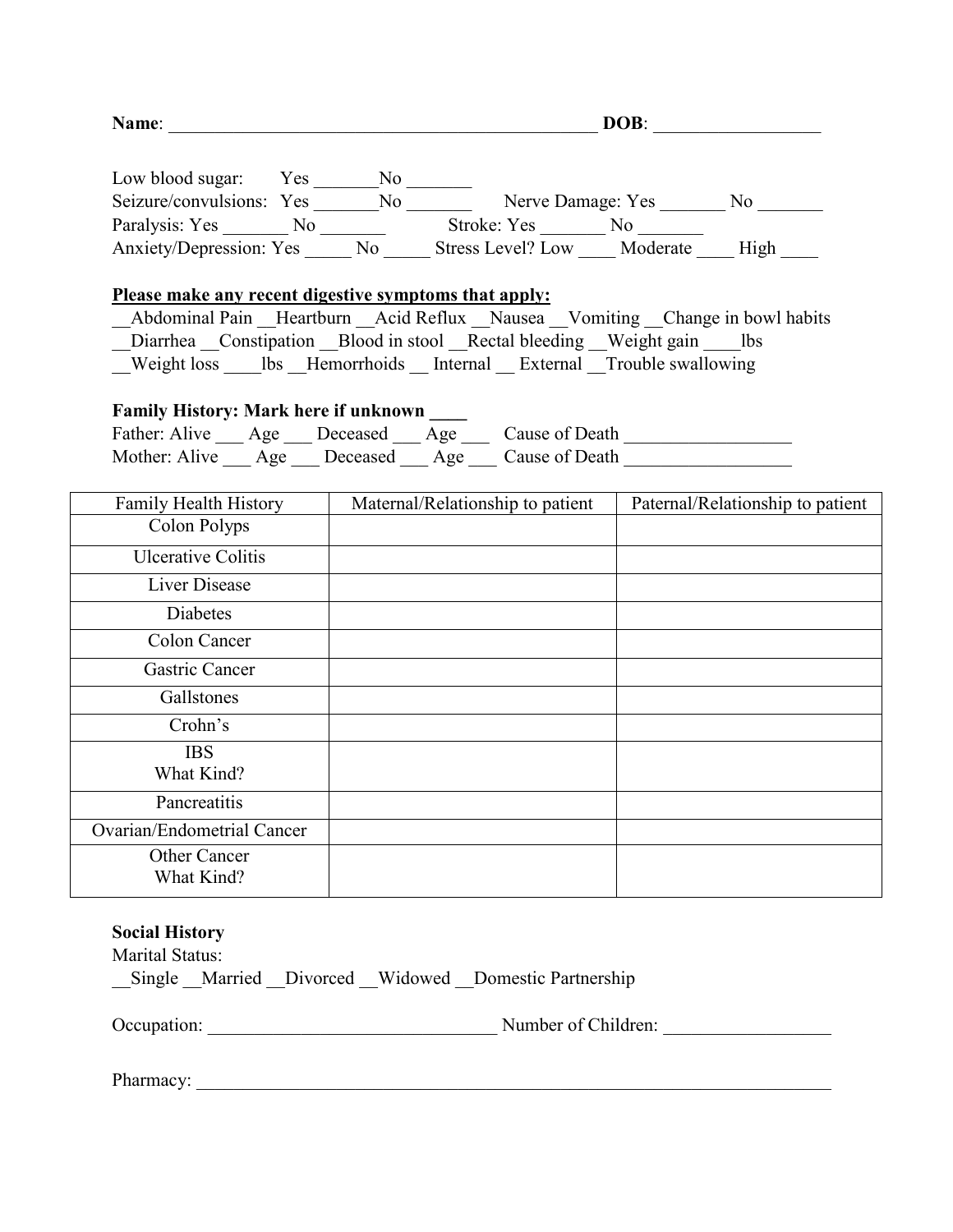**Name**: _______________________________________________ **DOB**: _________________

Low blood sugar: Yes _______No _______

Seizure/convulsions: Yes _______No _______ Nerve Damage: Yes _______ No _______

Paralysis: Yes _______ No _______ Stroke: Yes _______ No _______

Anxiety/Depression: Yes _____ No _____ Stress Level? Low ____ Moderate ____ High ____

**Please make any recent digestive symptoms that apply:**

__Abdominal Pain __Heartburn __Acid Reflux __Nausea __Vomiting __Change in bowl habits
__Diarrhea __Constipation __Blood in stool __Rectal bleeding __Weight gain ____lbs
__Weight loss ____lbs __Hemorrhoids __ Internal __ External __Trouble swallowing

**Family History: Mark here if unknown ____**

Father: Alive ___ Age ___ Deceased ___ Age ___ Cause of Death _________________

Mother: Alive ___ Age ___ Deceased ___ Age ___ Cause of Death _________________

| Family Health History | Maternal/Relationship to patient | Paternal/Relationship to patient |
|---|---|---|
| Colon Polyps | | |
| Ulcerative Colitis | | |
| Liver Disease | | |
| Diabetes | | |
| Colon Cancer | | |
| Gastric Cancer | | |
| Gallstones | | |
| Crohn's | | |
| IBS What Kind? | | |
| Pancreatitis | | |
| Ovarian/Endometrial Cancer | | |
| Other Cancer What Kind? | | |

**Social History**

Marital Status:

__Single __Married __Divorced __Widowed __Domestic Partnership

Occupation: ______________________________ Number of Children: _________________

Pharmacy: _______________________________________________________________________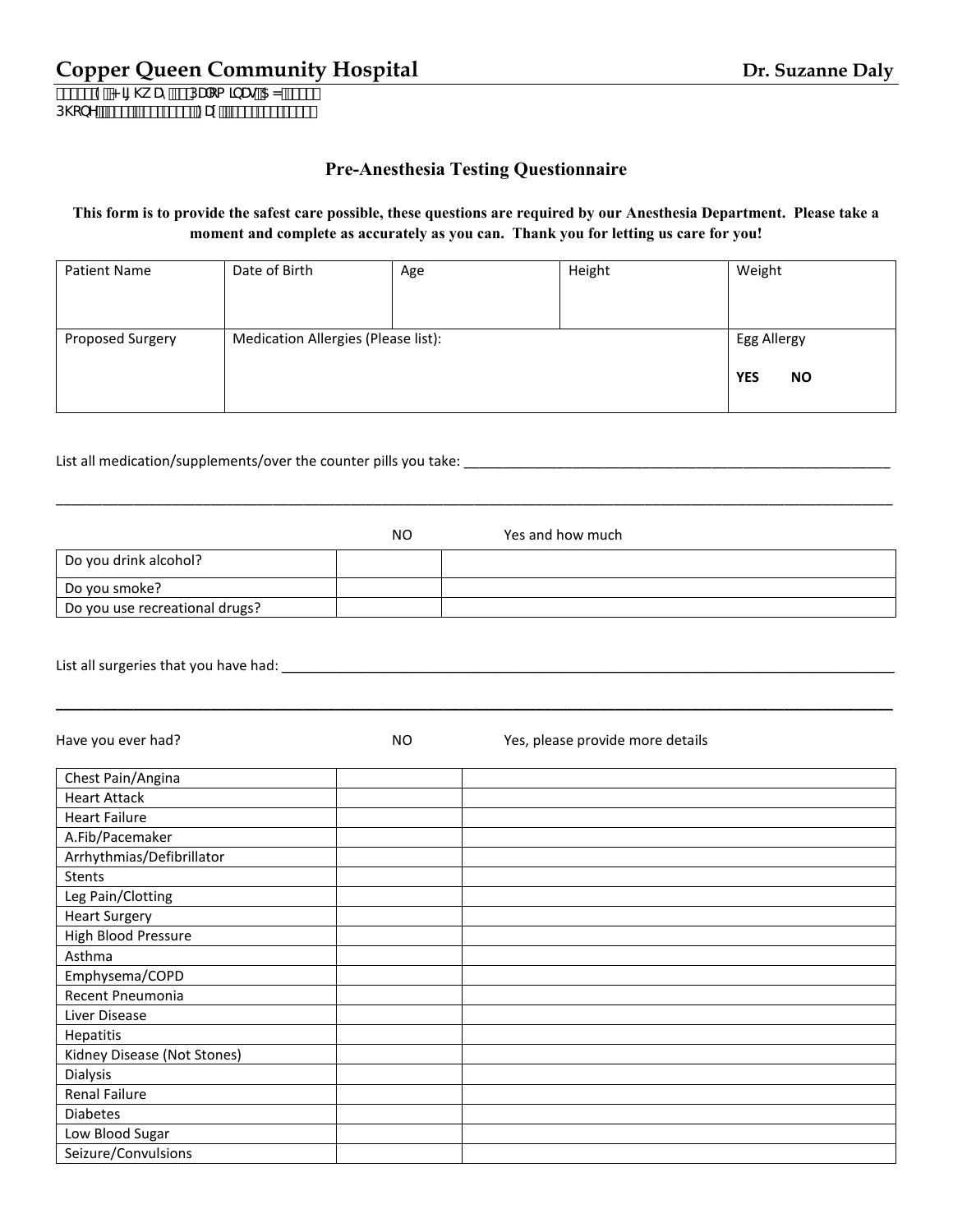**Copper Queen Community Hospital** **Dr. Suzanne Daly**

( + J K Z D 3 D O R P L Q D V $ =
3 K R Q H ) D [

## Pre-Anesthesia Testing Questionnaire

**This form is to provide the safest care possible, these questions are required by our Anesthesia Department. Please take a moment and complete as accurately as you can. Thank you for letting us care for you!**

| Patient Name | Date of Birth | Age | Height | Weight |
|---|---|---|---|---|
| Proposed Surgery | Medication Allergies (Please list): | | | Egg Allergy<br><br>**YES** **NO** |

List all medication/supplements/over the counter pills you take: ___________________________________________________________

_______________________________________________________________________________________________________

| | NO | Yes and how much |
|---|---|---|
| Do you drink alcohol? | | |
| Do you smoke? | | |
| Do you use recreational drugs? | | |

List all surgeries that you have had: ___________________________________________________________________________

_______________________________________________________________________________________________________

| Have you ever had? | NO | Yes, please provide more details |
|---|---|---|
| Chest Pain/Angina | | |
| Heart Attack | | |
| Heart Failure | | |
| A.Fib/Pacemaker | | |
| Arrhythmias/Defibrillator | | |
| Stents | | |
| Leg Pain/Clotting | | |
| Heart Surgery | | |
| High Blood Pressure | | |
| Asthma | | |
| Emphysema/COPD | | |
| Recent Pneumonia | | |
| Liver Disease | | |
| Hepatitis | | |
| Kidney Disease (Not Stones) | | |
| Dialysis | | |
| Renal Failure | | |
| Diabetes | | |
| Low Blood Sugar | | |
| Seizure/Convulsions | | |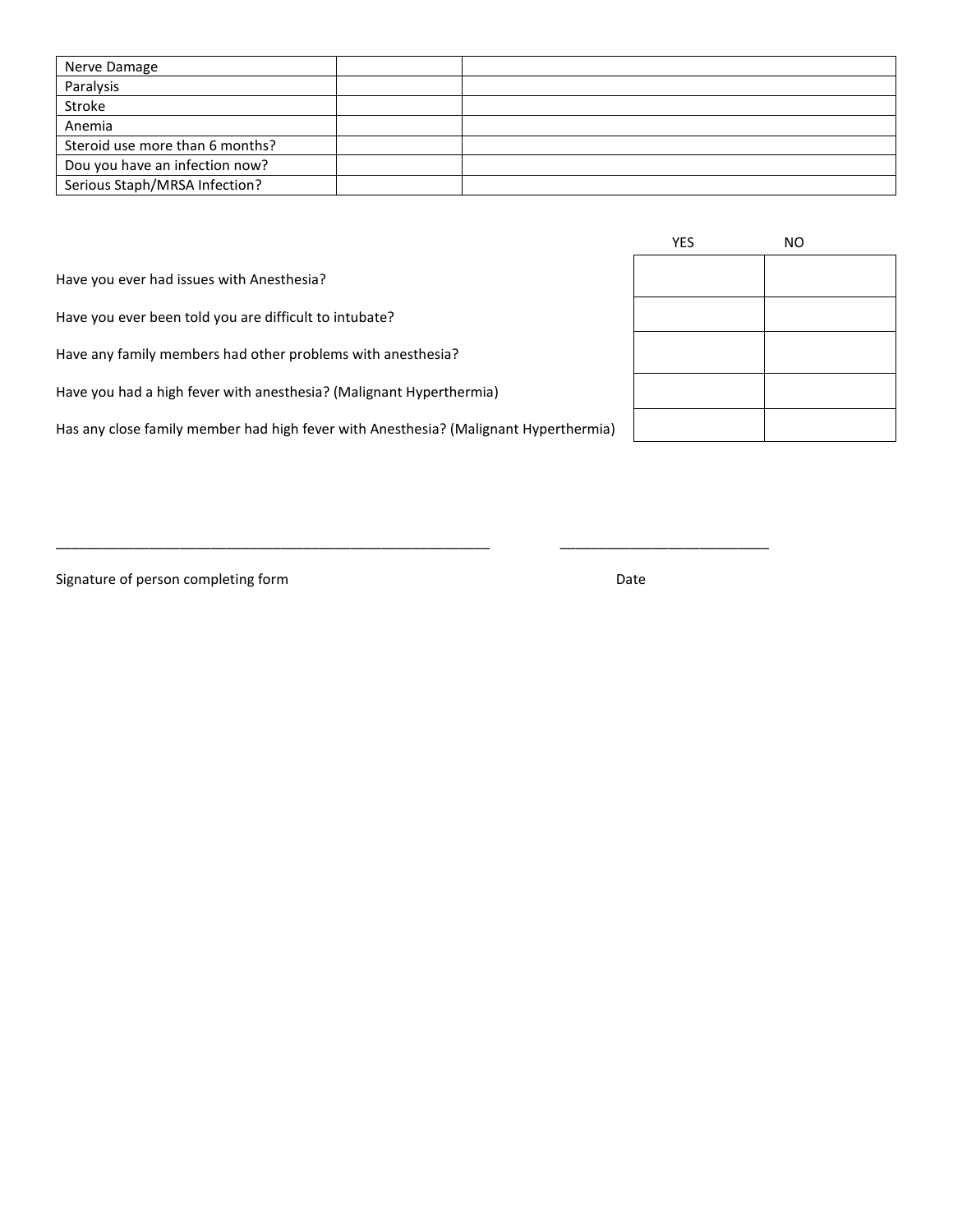| | | |
|---|---|---|
| Nerve Damage | | |
| Paralysis | | |
| Stroke | | |
| Anemia | | |
| Steroid use more than 6 months? | | |
| Dou you have an infection now? | | |
| Serious Staph/MRSA Infection? | | |

| | YES | NO |
|---|---|---|
| Have you ever had issues with Anesthesia? | | |
| Have you ever been told you are difficult to intubate? | | |
| Have any family members had other problems with anesthesia? | | |
| Have you had a high fever with anesthesia? (Malignant Hyperthermia) | | |
| Has any close family member had high fever with Anesthesia? (Malignant Hyperthermia) | | |

\_\_\_\_\_\_\_\_\_\_\_\_\_\_\_\_\_\_\_\_\_\_\_\_\_\_\_\_\_\_\_\_\_\_\_\_\_\_\_\_\_\_\_\_ \_\_\_\_\_\_\_\_\_\_\_\_\_\_\_\_\_\_\_\_\_\_\_\_\_\_

Signature of person completing form Date